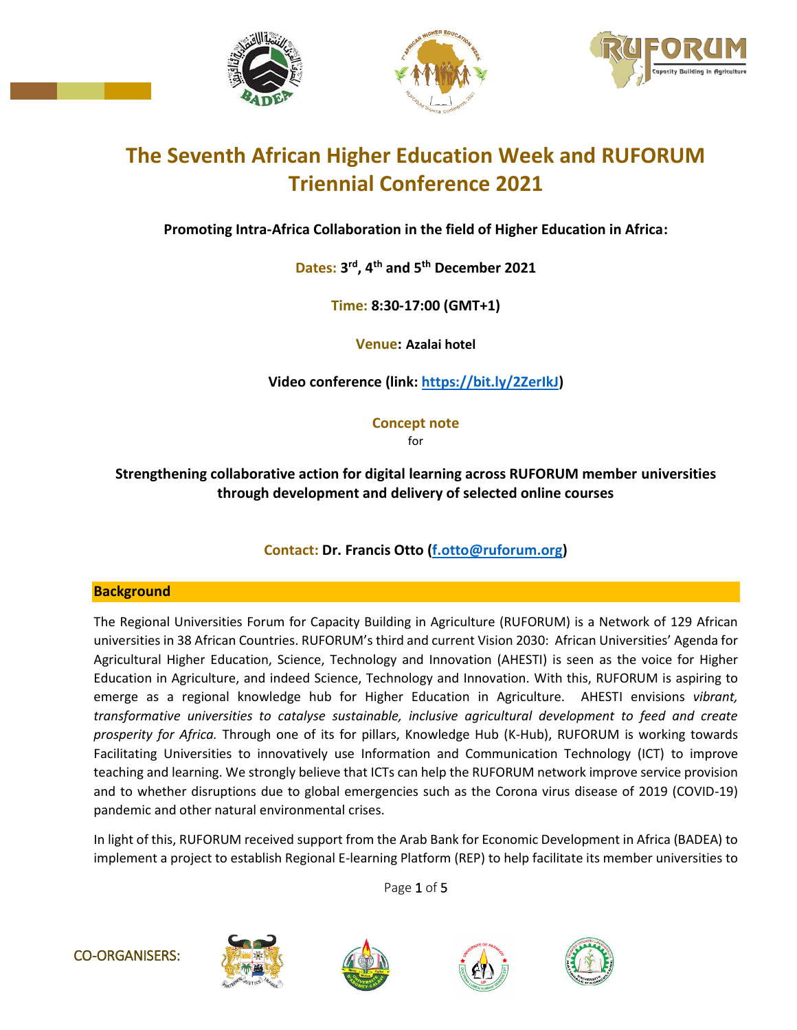# The Seventh African Higher Education Week and RUFORUM Triennial Conference 2021

**Promoting Intra-Africa Collaboration in the field of Higher Education in Africa:**

**Dates: 3rd, 4th and 5th December 2021**

**Time: 8:30-17:00 (GMT+1)**

**Venue: Azalai hotel**

**Video conference (link: https://bit.ly/2ZerIkJ)**

**Concept note**

for

**Strengthening collaborative action for digital learning across RUFORUM member universities through development and delivery of selected online courses**

**Contact: Dr. Francis Otto (f.otto@ruforum.org)**

## Background

The Regional Universities Forum for Capacity Building in Agriculture (RUFORUM) is a Network of 129 African universities in 38 African Countries. RUFORUM's third and current Vision 2030: African Universities' Agenda for Agricultural Higher Education, Science, Technology and Innovation (AHESTI) is seen as the voice for Higher Education in Agriculture, and indeed Science, Technology and Innovation. With this, RUFORUM is aspiring to emerge as a regional knowledge hub for Higher Education in Agriculture. AHESTI envisions *vibrant, transformative universities to catalyse sustainable, inclusive agricultural development to feed and create prosperity for Africa.* Through one of its for pillars, Knowledge Hub (K-Hub), RUFORUM is working towards Facilitating Universities to innovatively use Information and Communication Technology (ICT) to improve teaching and learning. We strongly believe that ICTs can help the RUFORUM network improve service provision and to whether disruptions due to global emergencies such as the Corona virus disease of 2019 (COVID-19) pandemic and other natural environmental crises.

In light of this, RUFORUM received support from the Arab Bank for Economic Development in Africa (BADEA) to implement a project to establish Regional E-learning Platform (REP) to help facilitate its member universities to

CO-ORGANISERS: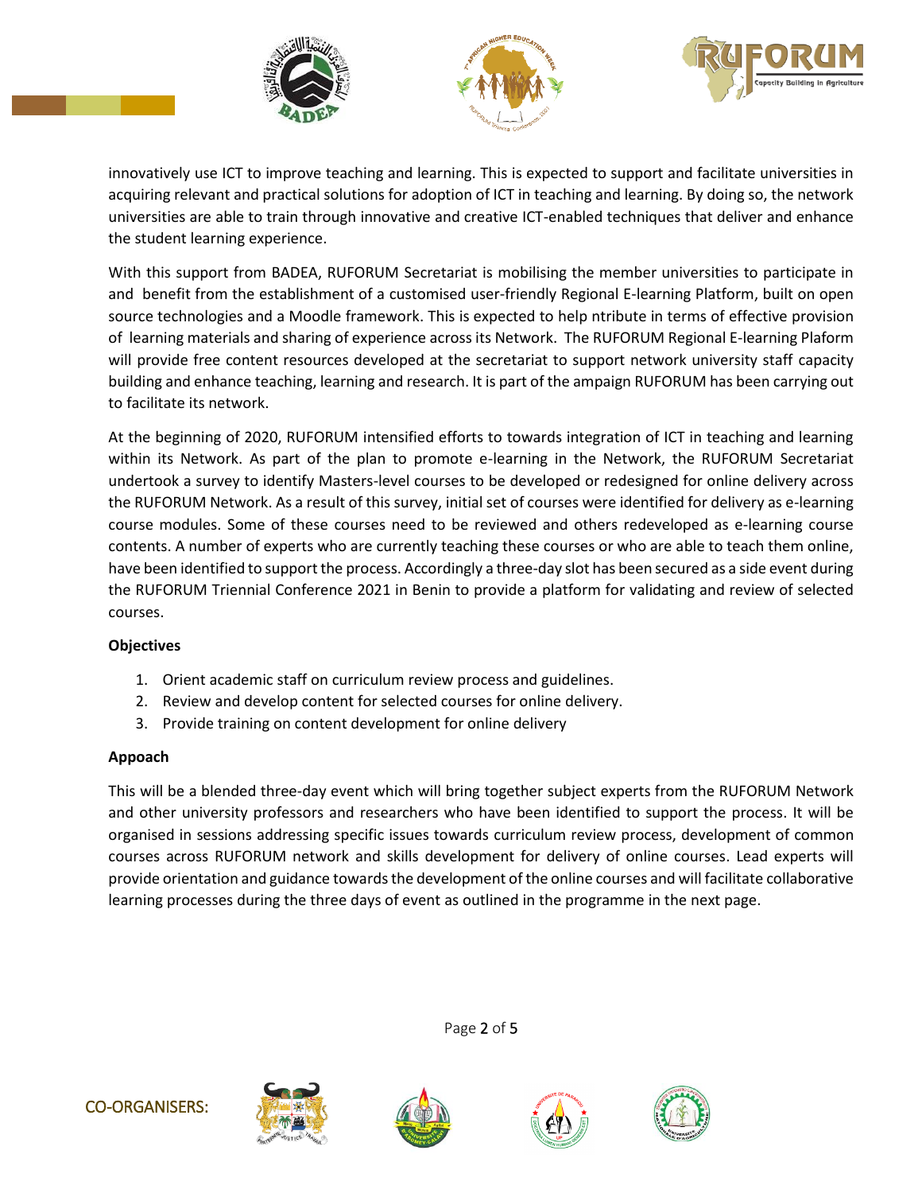innovatively use ICT to improve teaching and learning. This is expected to support and facilitate universities in acquiring relevant and practical solutions for adoption of ICT in teaching and learning. By doing so, the network universities are able to train through innovative and creative ICT-enabled techniques that deliver and enhance the student learning experience.

With this support from BADEA, RUFORUM Secretariat is mobilising the member universities to participate in and benefit from the establishment of a customised user-friendly Regional E-learning Platform, built on open source technologies and a Moodle framework. This is expected to help ntribute in terms of effective provision of learning materials and sharing of experience across its Network. The RUFORUM Regional E-learning Plaform will provide free content resources developed at the secretariat to support network university staff capacity building and enhance teaching, learning and research. It is part of the ampaign RUFORUM has been carrying out to facilitate its network.

At the beginning of 2020, RUFORUM intensified efforts to towards integration of ICT in teaching and learning within its Network. As part of the plan to promote e-learning in the Network, the RUFORUM Secretariat undertook a survey to identify Masters-level courses to be developed or redesigned for online delivery across the RUFORUM Network. As a result of this survey, initial set of courses were identified for delivery as e-learning course modules. Some of these courses need to be reviewed and others redeveloped as e-learning course contents. A number of experts who are currently teaching these courses or who are able to teach them online, have been identified to support the process. Accordingly a three-day slot has been secured as a side event during the RUFORUM Triennial Conference 2021 in Benin to provide a platform for validating and review of selected courses.

**Objectives**

1. Orient academic staff on curriculum review process and guidelines.
2. Review and develop content for selected courses for online delivery.
3. Provide training on content development for online delivery

**Appoach**

This will be a blended three-day event which will bring together subject experts from the RUFORUM Network and other university professors and researchers who have been identified to support the process. It will be organised in sessions addressing specific issues towards curriculum review process, development of common courses across RUFORUM network and skills development for delivery of online courses. Lead experts will provide orientation and guidance towards the development of the online courses and will facilitate collaborative learning processes during the three days of event as outlined in the programme in the next page.

CO-ORGANISERS: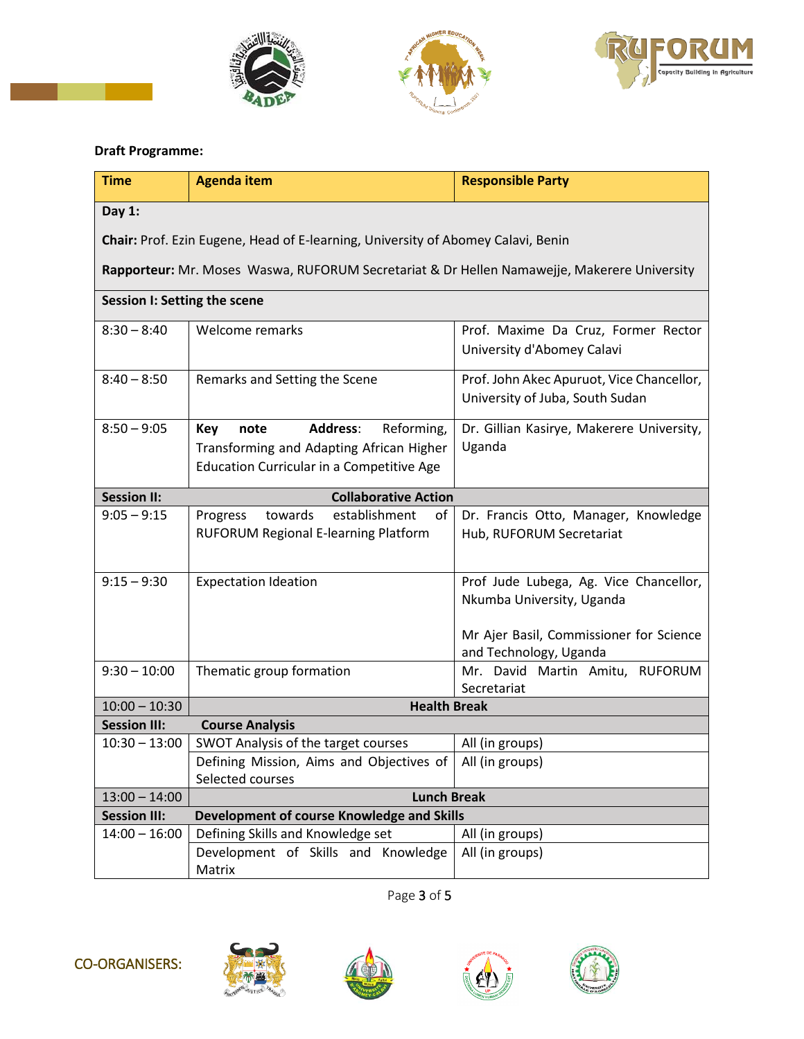**Draft Programme:**

| Time | Agenda item | Responsible Party |
|---|---|---|
| **Day 1:**<br>**Chair:** Prof. Ezin Eugene, Head of E-learning, University of Abomey Calavi, Benin<br>**Rapporteur:** Mr. Moses Waswa, RUFORUM Secretariat & Dr Hellen Namawejje, Makerere University | | |
| **Session I: Setting the scene** | | |
| 8:30 – 8:40 | Welcome remarks | Prof. Maxime Da Cruz, Former Rector University d'Abomey Calavi |
| 8:40 – 8:50 | Remarks and Setting the Scene | Prof. John Akec Apuruot, Vice Chancellor, University of Juba, South Sudan |
| 8:50 – 9:05 | **Key note Address**: Reforming, Transforming and Adapting African Higher Education Curricular in a Competitive Age | Dr. Gillian Kasirye, Makerere University, Uganda |
| **Session II:** | **Collaborative Action** | |
| 9:05 – 9:15 | Progress towards establishment of RUFORUM Regional E-learning Platform | Dr. Francis Otto, Manager, Knowledge Hub, RUFORUM Secretariat |
| 9:15 – 9:30 | Expectation Ideation | Prof Jude Lubega, Ag. Vice Chancellor, Nkumba University, Uganda<br><br>Mr Ajer Basil, Commissioner for Science and Technology, Uganda |
| 9:30 – 10:00 | Thematic group formation | Mr. David Martin Amitu, RUFORUM Secretariat |
| 10:00 – 10:30 | **Health Break** | |
| **Session III:** | **Course Analysis** | |
| 10:30 – 13:00 | SWOT Analysis of the target courses | All (in groups) |
| | Defining Mission, Aims and Objectives of Selected courses | All (in groups) |
| 13:00 – 14:00 | **Lunch Break** | |
| **Session III:** | **Development of course Knowledge and Skills** | |
| 14:00 – 16:00 | Defining Skills and Knowledge set | All (in groups) |
| | Development of Skills and Knowledge Matrix | All (in groups) |

CO-ORGANISERS: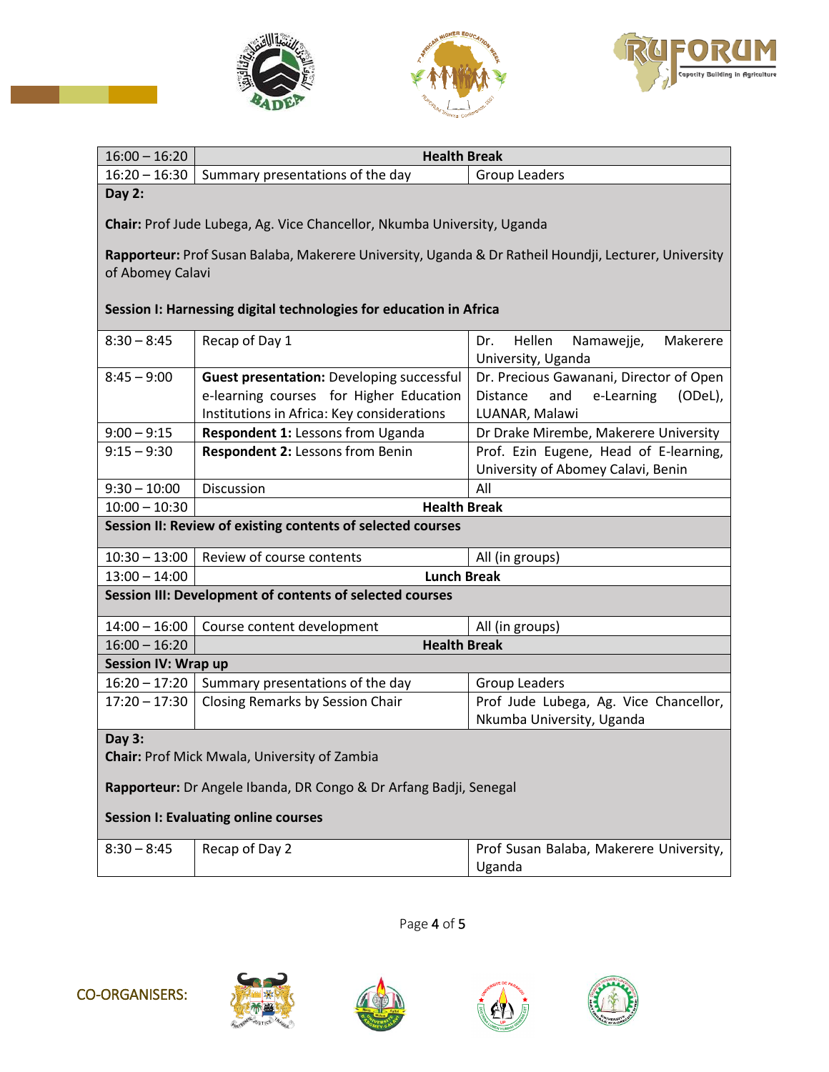| | | |
|---|---|---|
| 16:00 – 16:20 | **Health Break** | |
| 16:20 – 16:30 | Summary presentations of the day | Group Leaders |
| **Day 2:**<br><br>**Chair:** Prof Jude Lubega, Ag. Vice Chancellor, Nkumba University, Uganda<br><br>**Rapporteur:** Prof Susan Balaba, Makerere University, Uganda & Dr Ratheil Houndji, Lecturer, University of Abomey Calavi<br><br>**Session I: Harnessing digital technologies for education in Africa** | | |
| 8:30 – 8:45 | Recap of Day 1 | Dr. Hellen Namawejje, Makerere University, Uganda |
| 8:45 – 9:00 | **Guest presentation:** Developing successful e-learning courses for Higher Education Institutions in Africa: Key considerations | Dr. Precious Gawanani, Director of Open Distance and e-Learning (ODeL), LUANAR, Malawi |
| 9:00 – 9:15 | **Respondent 1:** Lessons from Uganda | Dr Drake Mirembe, Makerere University |
| 9:15 – 9:30 | **Respondent 2:** Lessons from Benin | Prof. Ezin Eugene, Head of E-learning, University of Abomey Calavi, Benin |
| 9:30 – 10:00 | Discussion | All |
| 10:00 – 10:30 | **Health Break** | |
| **Session II: Review of existing contents of selected courses** | | |
| 10:30 – 13:00 | Review of course contents | All (in groups) |
| 13:00 – 14:00 | **Lunch Break** | |
| **Session III: Development of contents of selected courses** | | |
| 14:00 – 16:00 | Course content development | All (in groups) |
| 16:00 – 16:20 | **Health Break** | |
| **Session IV: Wrap up** | | |
| 16:20 – 17:20 | Summary presentations of the day | Group Leaders |
| 17:20 – 17:30 | Closing Remarks by Session Chair | Prof Jude Lubega, Ag. Vice Chancellor, Nkumba University, Uganda |
| **Day 3:**<br>**Chair:** Prof Mick Mwala, University of Zambia<br><br>**Rapporteur:** Dr Angele Ibanda, DR Congo & Dr Arfang Badji, Senegal<br><br>**Session I: Evaluating online courses** | | |
| 8:30 – 8:45 | Recap of Day 2 | Prof Susan Balaba, Makerere University, Uganda |

CO-ORGANISERS: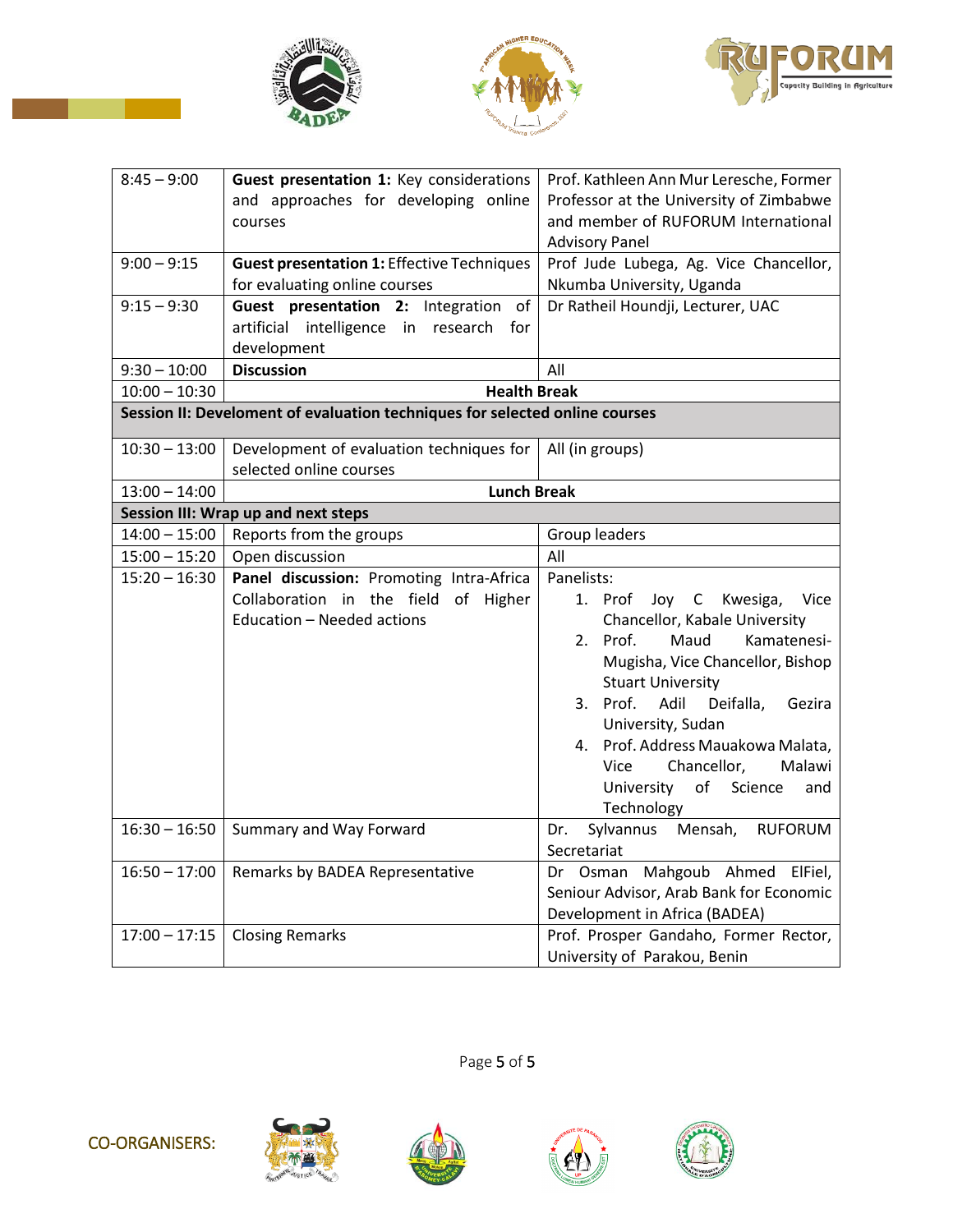| | | |
|---|---|---|
| 8:45 – 9:00 | **Guest presentation 1:** Key considerations and approaches for developing online courses | Prof. Kathleen Ann Mur Leresche, Former Professor at the University of Zimbabwe and member of RUFORUM International Advisory Panel |
| 9:00 – 9:15 | **Guest presentation 1:** Effective Techniques for evaluating online courses | Prof Jude Lubega, Ag. Vice Chancellor, Nkumba University, Uganda |
| 9:15 – 9:30 | **Guest presentation 2:** Integration of artificial intelligence in research for development | Dr Ratheil Houndji, Lecturer, UAC |
| 9:30 – 10:00 | **Discussion** | All |
| 10:00 – 10:30 | **Health Break** | |
| **Session II: Develoment of evaluation techniques for selected online courses** | | |
| 10:30 – 13:00 | Development of evaluation techniques for selected online courses | All (in groups) |
| 13:00 – 14:00 | **Lunch Break** | |
| **Session III: Wrap up and next steps** | | |
| 14:00 – 15:00 | Reports from the groups | Group leaders |
| 15:00 – 15:20 | Open discussion | All |
| 15:20 – 16:30 | **Panel discussion:** Promoting Intra-Africa Collaboration in the field of Higher Education – Needed actions | Panelists: 1. Prof Joy C Kwesiga, Vice Chancellor, Kabale University 2. Prof. Maud Kamatenesi-Mugisha, Vice Chancellor, Bishop Stuart University 3. Prof. Adil Deifalla, Gezira University, Sudan 4. Prof. Address Mauakowa Malata, Vice Chancellor, Malawi University of Science and Technology |
| 16:30 – 16:50 | Summary and Way Forward | Dr. Sylvannus Mensah, RUFORUM Secretariat |
| 16:50 – 17:00 | Remarks by BADEA Representative | Dr Osman Mahgoub Ahmed ElFiel, Seniour Advisor, Arab Bank for Economic Development in Africa (BADEA) |
| 17:00 – 17:15 | Closing Remarks | Prof. Prosper Gandaho, Former Rector, University of Parakou, Benin |

CO-ORGANISERS: